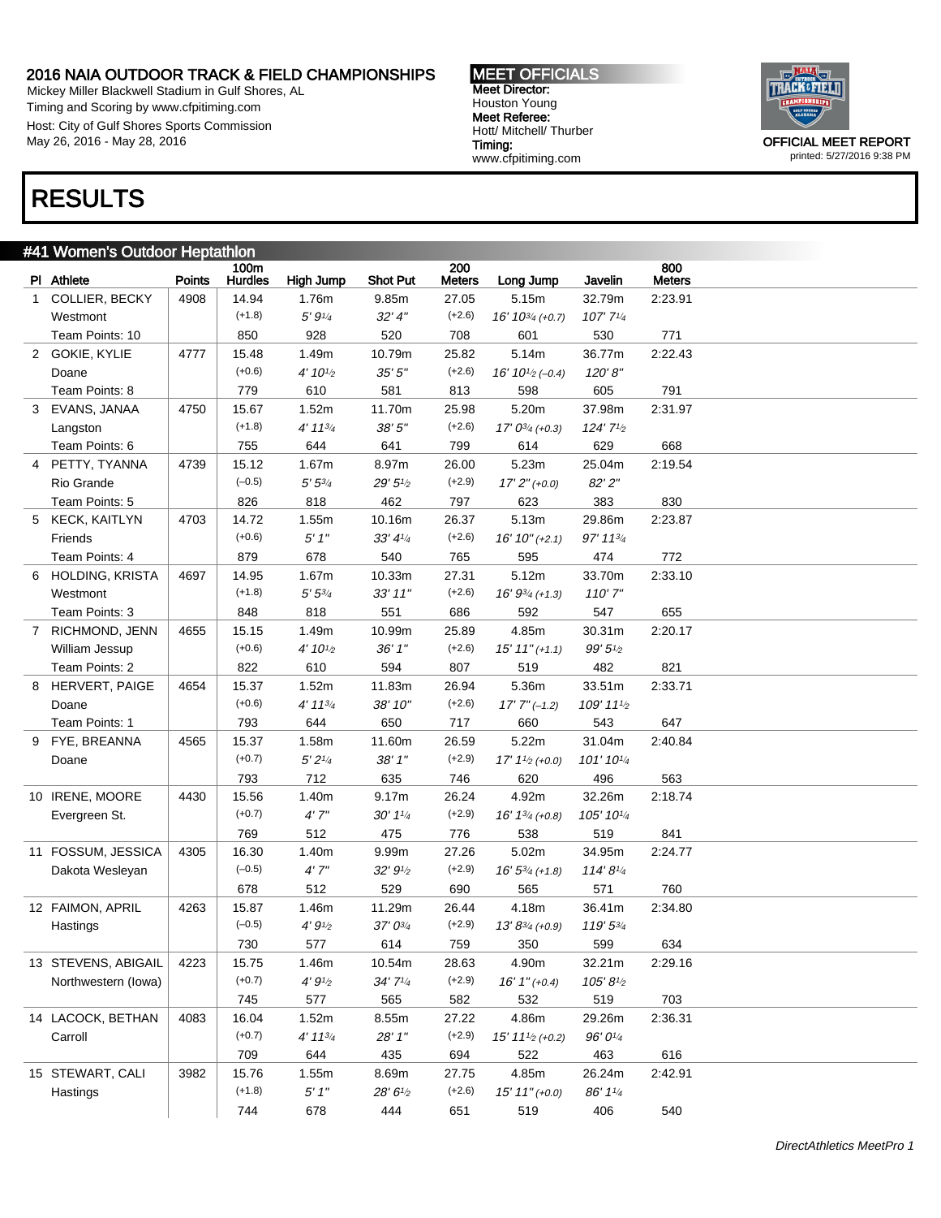## 2016 NAIA OUTDOOR TRACK & FIELD CHAMPIONSHIPS

Mickey Miller Blackwell Stadium in Gulf Shores, AL
Timing and Scoring by www.cfpitiming.com
Host: City of Gulf Shores Sports Commission
May 26, 2016 - May 28, 2016

**MEET OFFICIALS**
**Meet Director:** Houston Young
**Meet Referee:** Hott/ Mitchell/ Thurber
**Timing:** www.cfpitiming.com

**OFFICIAL MEET REPORT**
printed: 5/27/2016 9:38 PM

# RESULTS

## #41 Women's Outdoor Heptathlon

| Pl | Athlete | Points | 100m Hurdles | High Jump | Shot Put | 200 Meters | Long Jump | Javelin | 800 Meters |
|---|---|---|---|---|---|---|---|---|---|
| 1 | COLLIER, BECKY | 4908 | 14.94 | 1.76m | 9.85m | 27.05 | 5.15m | 32.79m | 2:23.91 |
| | Westmont | | (+1.8) | 5' 9¼ | 32' 4" | (+2.6) | 16' 10¾ (+0.7) | 107' 7¼ | |
| | Team Points: 10 | | 850 | 928 | 520 | 708 | 601 | 530 | 771 |
| 2 | GOKIE, KYLIE | 4777 | 15.48 | 1.49m | 10.79m | 25.82 | 5.14m | 36.77m | 2:22.43 |
| | Doane | | (+0.6) | 4' 10½ | 35' 5" | (+2.6) | 16' 10½ (–0.4) | 120' 8" | |
| | Team Points: 8 | | 779 | 610 | 581 | 813 | 598 | 605 | 791 |
| 3 | EVANS, JANAA | 4750 | 15.67 | 1.52m | 11.70m | 25.98 | 5.20m | 37.98m | 2:31.97 |
| | Langston | | (+1.8) | 4' 11¾ | 38' 5" | (+2.6) | 17' 0¾ (+0.3) | 124' 7½ | |
| | Team Points: 6 | | 755 | 644 | 641 | 799 | 614 | 629 | 668 |
| 4 | PETTY, TYANNA | 4739 | 15.12 | 1.67m | 8.97m | 26.00 | 5.23m | 25.04m | 2:19.54 |
| | Rio Grande | | (–0.5) | 5' 5¾ | 29' 5½ | (+2.9) | 17' 2" (+0.0) | 82' 2" | |
| | Team Points: 5 | | 826 | 818 | 462 | 797 | 623 | 383 | 830 |
| 5 | KECK, KAITLYN | 4703 | 14.72 | 1.55m | 10.16m | 26.37 | 5.13m | 29.86m | 2:23.87 |
| | Friends | | (+0.6) | 5' 1" | 33' 4¼ | (+2.6) | 16' 10" (+2.1) | 97' 11¾ | |
| | Team Points: 4 | | 879 | 678 | 540 | 765 | 595 | 474 | 772 |
| 6 | HOLDING, KRISTA | 4697 | 14.95 | 1.67m | 10.33m | 27.31 | 5.12m | 33.70m | 2:33.10 |
| | Westmont | | (+1.8) | 5' 5¾ | 33' 11" | (+2.6) | 16' 9¾ (+1.3) | 110' 7" | |
| | Team Points: 3 | | 848 | 818 | 551 | 686 | 592 | 547 | 655 |
| 7 | RICHMOND, JENN | 4655 | 15.15 | 1.49m | 10.99m | 25.89 | 4.85m | 30.31m | 2:20.17 |
| | William Jessup | | (+0.6) | 4' 10½ | 36' 1" | (+2.6) | 15' 11" (+1.1) | 99' 5½ | |
| | Team Points: 2 | | 822 | 610 | 594 | 807 | 519 | 482 | 821 |
| 8 | HERVERT, PAIGE | 4654 | 15.37 | 1.52m | 11.83m | 26.94 | 5.36m | 33.51m | 2:33.71 |
| | Doane | | (+0.6) | 4' 11¾ | 38' 10" | (+2.6) | 17' 7" (–1.2) | 109' 11½ | |
| | Team Points: 1 | | 793 | 644 | 650 | 717 | 660 | 543 | 647 |
| 9 | FYE, BREANNA | 4565 | 15.37 | 1.58m | 11.60m | 26.59 | 5.22m | 31.04m | 2:40.84 |
| | Doane | | (+0.7) | 5' 2¼ | 38' 1" | (+2.9) | 17' 1½ (+0.0) | 101' 10¼ | |
| | | | 793 | 712 | 635 | 746 | 620 | 496 | 563 |
| 10 | IRENE, MOORE | 4430 | 15.56 | 1.40m | 9.17m | 26.24 | 4.92m | 32.26m | 2:18.74 |
| | Evergreen St. | | (+0.7) | 4' 7" | 30' 1¼ | (+2.9) | 16' 1¾ (+0.8) | 105' 10¼ | |
| | | | 769 | 512 | 475 | 776 | 538 | 519 | 841 |
| 11 | FOSSUM, JESSICA | 4305 | 16.30 | 1.40m | 9.99m | 27.26 | 5.02m | 34.95m | 2:24.77 |
| | Dakota Wesleyan | | (–0.5) | 4' 7" | 32' 9½ | (+2.9) | 16' 5¾ (+1.8) | 114' 8¼ | |
| | | | 678 | 512 | 529 | 690 | 565 | 571 | 760 |
| 12 | FAIMON, APRIL | 4263 | 15.87 | 1.46m | 11.29m | 26.44 | 4.18m | 36.41m | 2:34.80 |
| | Hastings | | (–0.5) | 4' 9½ | 37' 0¾ | (+2.9) | 13' 8¾ (+0.9) | 119' 5¾ | |
| | | | 730 | 577 | 614 | 759 | 350 | 599 | 634 |
| 13 | STEVENS, ABIGAIL | 4223 | 15.75 | 1.46m | 10.54m | 28.63 | 4.90m | 32.21m | 2:29.16 |
| | Northwestern (Iowa) | | (+0.7) | 4' 9½ | 34' 7¼ | (+2.9) | 16' 1" (+0.4) | 105' 8½ | |
| | | | 745 | 577 | 565 | 582 | 532 | 519 | 703 |
| 14 | LACOCK, BETHAN | 4083 | 16.04 | 1.52m | 8.55m | 27.22 | 4.86m | 29.26m | 2:36.31 |
| | Carroll | | (+0.7) | 4' 11¾ | 28' 1" | (+2.9) | 15' 11½ (+0.2) | 96' 0¼ | |
| | | | 709 | 644 | 435 | 694 | 522 | 463 | 616 |
| 15 | STEWART, CALI | 3982 | 15.76 | 1.55m | 8.69m | 27.75 | 4.85m | 26.24m | 2:42.91 |
| | Hastings | | (+1.8) | 5' 1" | 28' 6½ | (+2.6) | 15' 11" (+0.0) | 86' 1¼ | |
| | | | 744 | 678 | 444 | 651 | 519 | 406 | 540 |

DirectAthletics MeetPro 1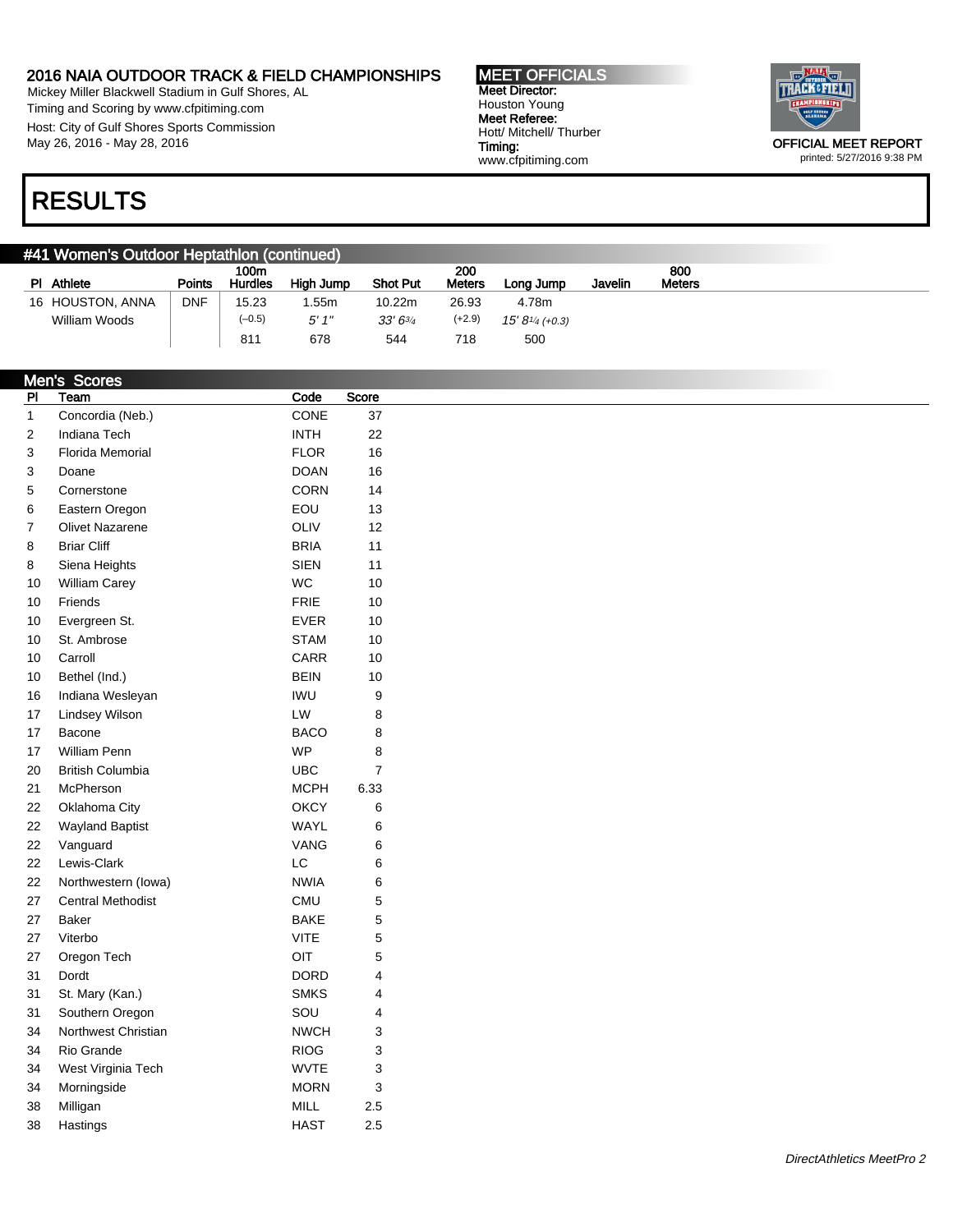# 2016 NAIA OUTDOOR TRACK & FIELD CHAMPIONSHIPS

Mickey Miller Blackwell Stadium in Gulf Shores, AL
Timing and Scoring by www.cfpitiming.com
Host: City of Gulf Shores Sports Commission
May 26, 2016 - May 28, 2016

**MEET OFFICIALS**
Meet Director: Houston Young
Meet Referee: Hott/ Mitchell/ Thurber
Timing: www.cfpitiming.com

OFFICIAL MEET REPORT
printed: 5/27/2016 9:38 PM

# RESULTS

## #41 Women's Outdoor Heptathlon (continued)

| Pl | Athlete | Points | 100m Hurdles | High Jump | Shot Put | 200 Meters | Long Jump | Javelin | 800 Meters |
|---|---|---|---|---|---|---|---|---|---|
| 16 | HOUSTON, ANNA | DNF | 15.23 | 1.55m | 10.22m | 26.93 | 4.78m | | |
| | William Woods | | (–0.5) | 5' 1" | 33' 6¾ | (+2.9) | 15' 8¼ (+0.3) | | |
| | | | 811 | 678 | 544 | 718 | 500 | | |

## Men's Scores

| Pl | Team | Code | Score |
|---|---|---|---|
| 1 | Concordia (Neb.) | CONE | 37 |
| 2 | Indiana Tech | INTH | 22 |
| 3 | Florida Memorial | FLOR | 16 |
| 3 | Doane | DOAN | 16 |
| 5 | Cornerstone | CORN | 14 |
| 6 | Eastern Oregon | EOU | 13 |
| 7 | Olivet Nazarene | OLIV | 12 |
| 8 | Briar Cliff | BRIA | 11 |
| 8 | Siena Heights | SIEN | 11 |
| 10 | William Carey | WC | 10 |
| 10 | Friends | FRIE | 10 |
| 10 | Evergreen St. | EVER | 10 |
| 10 | St. Ambrose | STAM | 10 |
| 10 | Carroll | CARR | 10 |
| 10 | Bethel (Ind.) | BEIN | 10 |
| 16 | Indiana Wesleyan | IWU | 9 |
| 17 | Lindsey Wilson | LW | 8 |
| 17 | Bacone | BACO | 8 |
| 17 | William Penn | WP | 8 |
| 20 | British Columbia | UBC | 7 |
| 21 | McPherson | MCPH | 6.33 |
| 22 | Oklahoma City | OKCY | 6 |
| 22 | Wayland Baptist | WAYL | 6 |
| 22 | Vanguard | VANG | 6 |
| 22 | Lewis-Clark | LC | 6 |
| 22 | Northwestern (Iowa) | NWIA | 6 |
| 27 | Central Methodist | CMU | 5 |
| 27 | Baker | BAKE | 5 |
| 27 | Viterbo | VITE | 5 |
| 27 | Oregon Tech | OIT | 5 |
| 31 | Dordt | DORD | 4 |
| 31 | St. Mary (Kan.) | SMKS | 4 |
| 31 | Southern Oregon | SOU | 4 |
| 34 | Northwest Christian | NWCH | 3 |
| 34 | Rio Grande | RIOG | 3 |
| 34 | West Virginia Tech | WVTE | 3 |
| 34 | Morningside | MORN | 3 |
| 38 | Milligan | MILL | 2.5 |
| 38 | Hastings | HAST | 2.5 |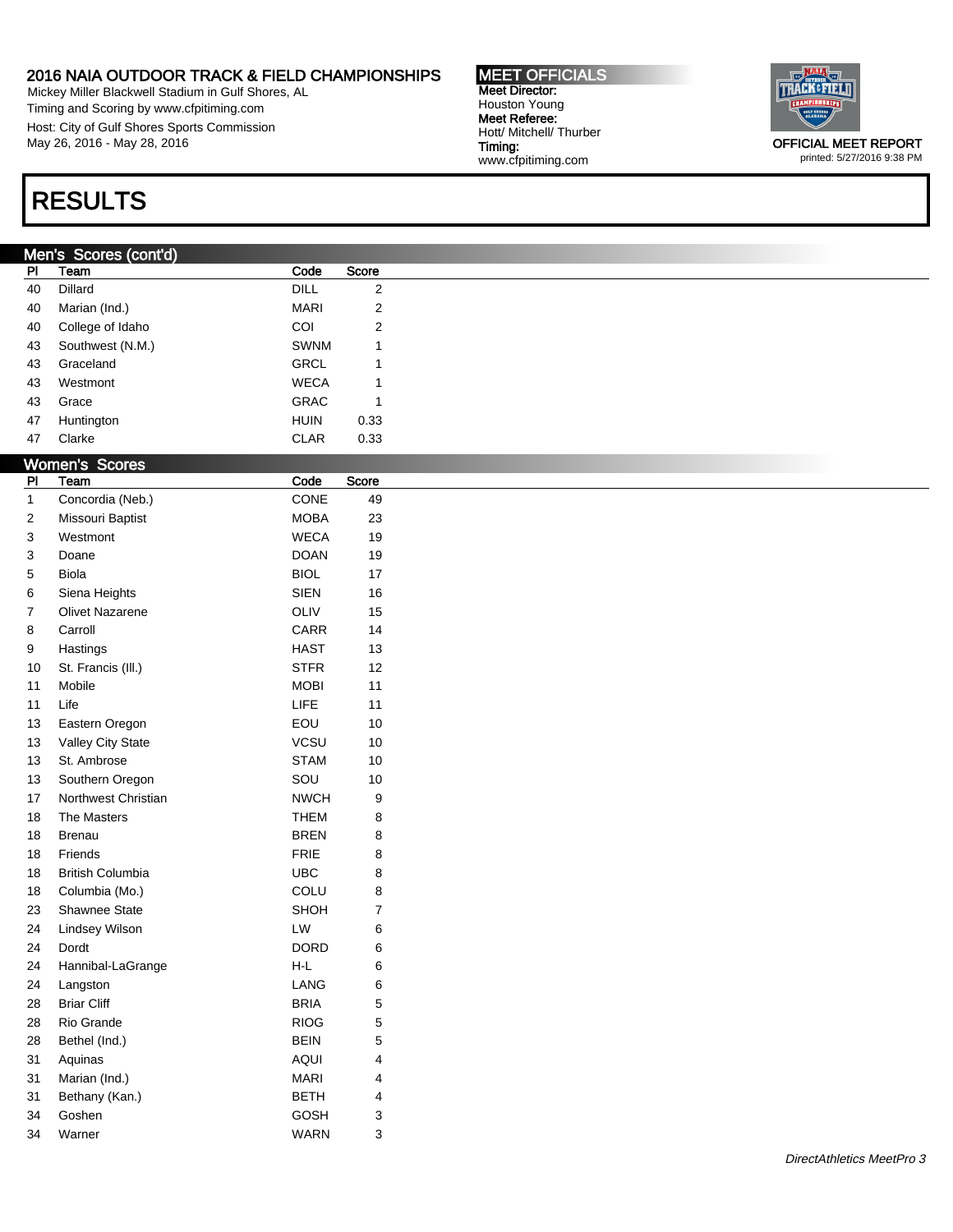# RESULTS

## Men's Scores (cont'd)

| Pl | Team | Code | Score |
|---|---|---|---|
| 40 | Dillard | DILL | 2 |
| 40 | Marian (Ind.) | MARI | 2 |
| 40 | College of Idaho | COI | 2 |
| 43 | Southwest (N.M.) | SWNM | 1 |
| 43 | Graceland | GRCL | 1 |
| 43 | Westmont | WECA | 1 |
| 43 | Grace | GRAC | 1 |
| 47 | Huntington | HUIN | 0.33 |
| 47 | Clarke | CLAR | 0.33 |

## Women's Scores

| Pl | Team | Code | Score |
|---|---|---|---|
| 1 | Concordia (Neb.) | CONE | 49 |
| 2 | Missouri Baptist | MOBA | 23 |
| 3 | Westmont | WECA | 19 |
| 3 | Doane | DOAN | 19 |
| 5 | Biola | BIOL | 17 |
| 6 | Siena Heights | SIEN | 16 |
| 7 | Olivet Nazarene | OLIV | 15 |
| 8 | Carroll | CARR | 14 |
| 9 | Hastings | HAST | 13 |
| 10 | St. Francis (Ill.) | STFR | 12 |
| 11 | Mobile | MOBI | 11 |
| 11 | Life | LIFE | 11 |
| 13 | Eastern Oregon | EOU | 10 |
| 13 | Valley City State | VCSU | 10 |
| 13 | St. Ambrose | STAM | 10 |
| 13 | Southern Oregon | SOU | 10 |
| 17 | Northwest Christian | NWCH | 9 |
| 18 | The Masters | THEM | 8 |
| 18 | Brenau | BREN | 8 |
| 18 | Friends | FRIE | 8 |
| 18 | British Columbia | UBC | 8 |
| 18 | Columbia (Mo.) | COLU | 8 |
| 23 | Shawnee State | SHOH | 7 |
| 24 | Lindsey Wilson | LW | 6 |
| 24 | Dordt | DORD | 6 |
| 24 | Hannibal-LaGrange | H-L | 6 |
| 24 | Langston | LANG | 6 |
| 28 | Briar Cliff | BRIA | 5 |
| 28 | Rio Grande | RIOG | 5 |
| 28 | Bethel (Ind.) | BEIN | 5 |
| 31 | Aquinas | AQUI | 4 |
| 31 | Marian (Ind.) | MARI | 4 |
| 31 | Bethany (Kan.) | BETH | 4 |
| 34 | Goshen | GOSH | 3 |
| 34 | Warner | WARN | 3 |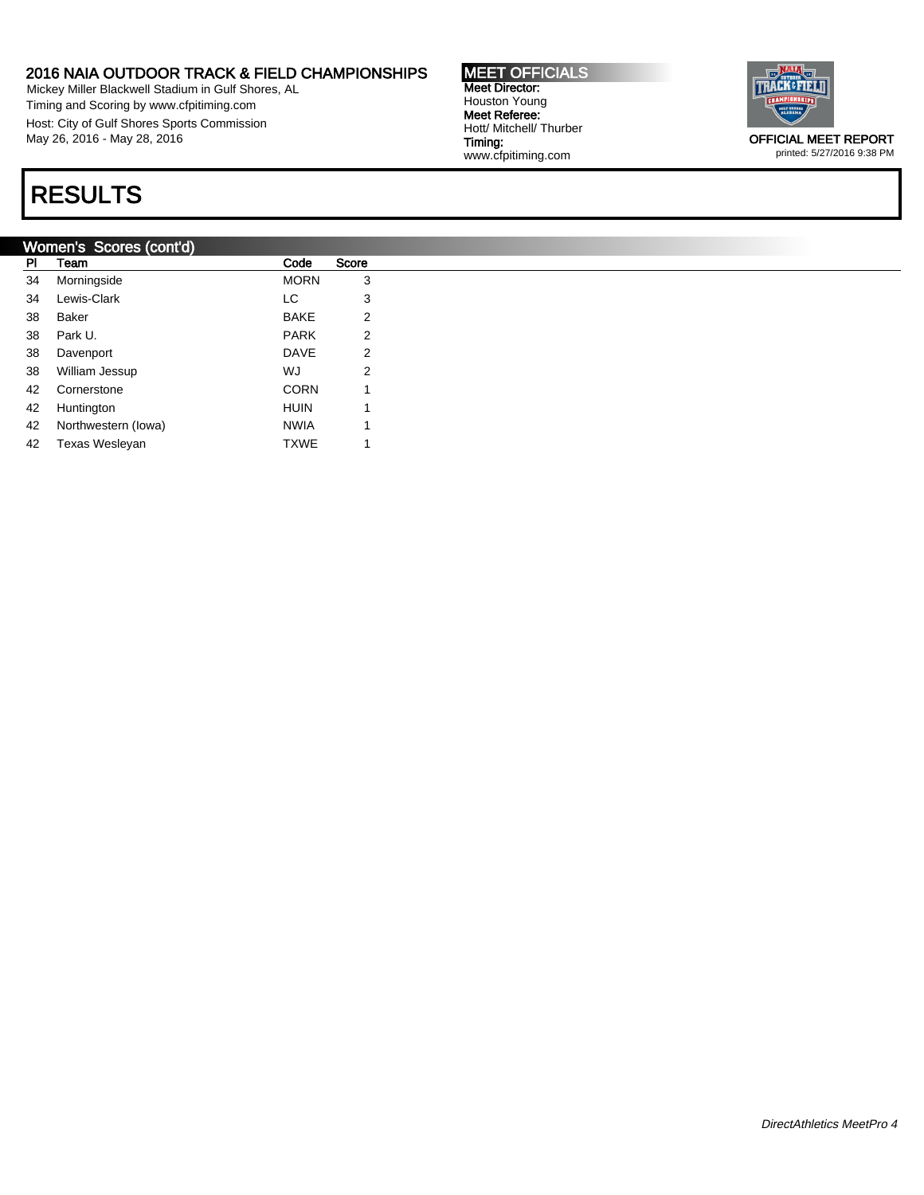2016 NAIA OUTDOOR TRACK & FIELD CHAMPIONSHIPS
Mickey Miller Blackwell Stadium in Gulf Shores, AL
Timing and Scoring by www.cfpitiming.com
Host: City of Gulf Shores Sports Commission
May 26, 2016 - May 28, 2016

MEET OFFICIALS
Meet Director:
Houston Young
Meet Referee:
Hott/ Mitchell/ Thurber
Timing:
www.cfpitiming.com

OFFICIAL MEET REPORT
printed: 5/27/2016 9:38 PM

# RESULTS

## Women's Scores (cont'd)

| Pl | Team | Code | Score |
|---|---|---|---|
| 34 | Morningside | MORN | 3 |
| 34 | Lewis-Clark | LC | 3 |
| 38 | Baker | BAKE | 2 |
| 38 | Park U. | PARK | 2 |
| 38 | Davenport | DAVE | 2 |
| 38 | William Jessup | WJ | 2 |
| 42 | Cornerstone | CORN | 1 |
| 42 | Huntington | HUIN | 1 |
| 42 | Northwestern (Iowa) | NWIA | 1 |
| 42 | Texas Wesleyan | TXWE | 1 |

*DirectAthletics MeetPro 4*